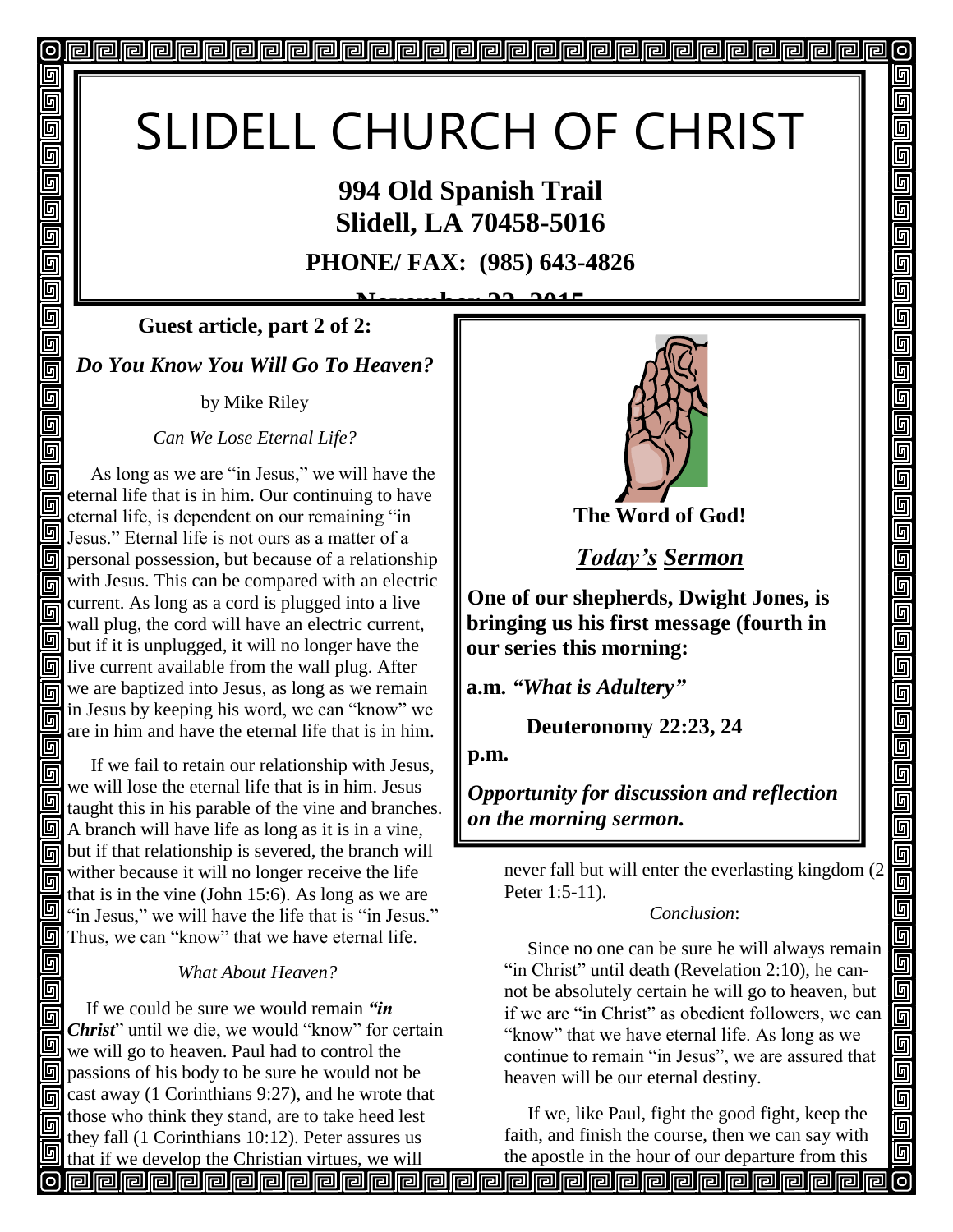# SLIDELL CHURCH OF CHRIST

**994 Old Spanish Trail**
**Slidell, LA 70458-5016**

**PHONE/ FAX: (985) 643-4826**

**November 22, 2015**

## Guest article, part 2 of 2:

### *Do You Know You Will Go To Heaven?*

by Mike Riley

*Can We Lose Eternal Life?*

As long as we are "in Jesus," we will have the eternal life that is in him. Our continuing to have eternal life, is dependent on our remaining "in Jesus." Eternal life is not ours as a matter of a personal possession, but because of a relationship with Jesus. This can be compared with an electric current. As long as a cord is plugged into a live wall plug, the cord will have an electric current, but if it is unplugged, it will no longer have the live current available from the wall plug. After we are baptized into Jesus, as long as we remain in Jesus by keeping his word, we can "know" we are in him and have the eternal life that is in him.

If we fail to retain our relationship with Jesus, we will lose the eternal life that is in him. Jesus taught this in his parable of the vine and branches. A branch will have life as long as it is in a vine, but if that relationship is severed, the branch will wither because it will no longer receive the life that is in the vine (John 15:6). As long as we are "in Jesus," we will have the life that is "in Jesus." Thus, we can "know" that we have eternal life.

*What About Heaven?*

If we could be sure we would remain ***"in Christ***" until we die, we would "know" for certain we will go to heaven. Paul had to control the passions of his body to be sure he would not be cast away (1 Corinthians 9:27), and he wrote that those who think they stand, are to take heed lest they fall (1 Corinthians 10:12). Peter assures us that if we develop the Christian virtues, we will never fall but will enter the everlasting kingdom (2 Peter 1:5-11).

*Conclusion*:

Since no one can be sure he will always remain "in Christ" until death (Revelation 2:10), he cannot be absolutely certain he will go to heaven, but if we are "in Christ" as obedient followers, we can "know" that we have eternal life. As long as we continue to remain "in Jesus", we are assured that heaven will be our eternal destiny.

If we, like Paul, fight the good fight, keep the faith, and finish the course, then we can say with the apostle in the hour of our departure from this

---

**The Word of God!**

## *Today's Sermon*

**One of our shepherds, Dwight Jones, is bringing us his first message (fourth in our series this morning:**

**a.m.** ***"What is Adultery"***

**Deuteronomy 22:23, 24**

**p.m.**

***Opportunity for discussion and reflection on the morning sermon.***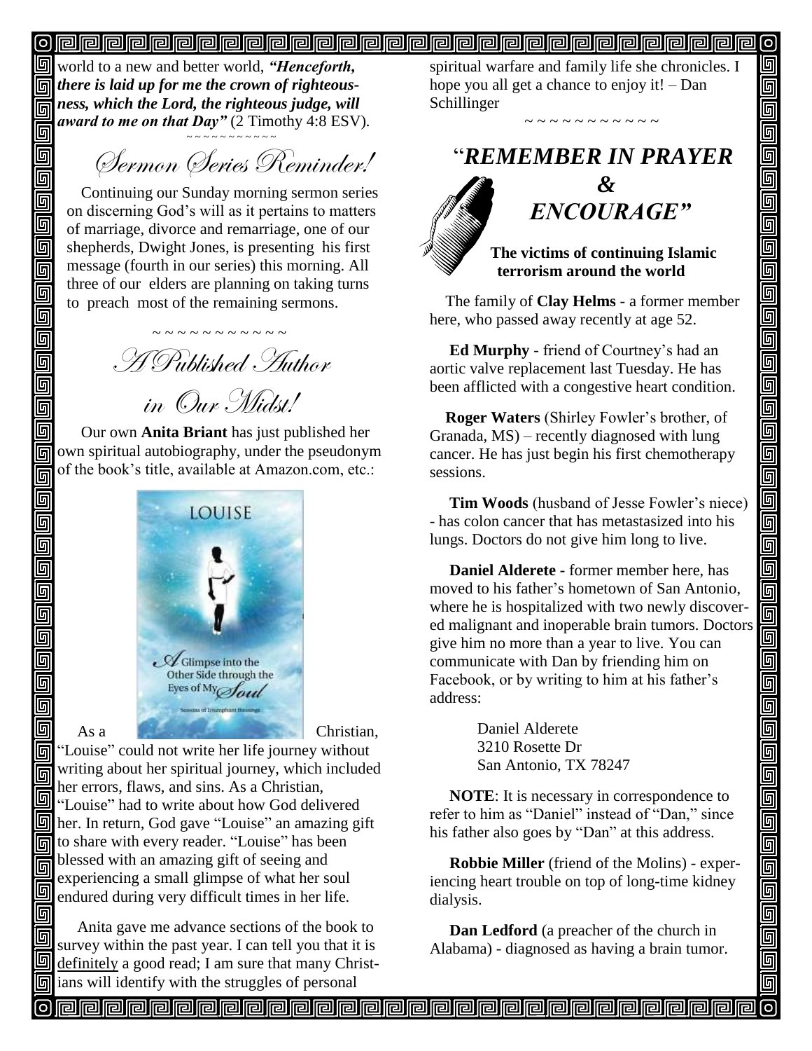world to a new and better world, ***"Henceforth, there is laid up for me the crown of righteousness, which the Lord, the righteous judge, will award to me on that Day"*** (2 Timothy 4:8 ESV).

~ ~ ~ ~ ~ ~ ~ ~ ~ ~ ~ ~

## *Sermon Series Reminder!*

Continuing our Sunday morning sermon series on discerning God's will as it pertains to matters of marriage, divorce and remarriage, one of our shepherds, Dwight Jones, is presenting his first message (fourth in our series) this morning. All three of our elders are planning on taking turns to preach most of the remaining sermons.

~ ~ ~ ~ ~ ~ ~ ~ ~ ~ ~ ~

## *A Published Author in Our Midst!*

Our own **Anita Briant** has just published her own spiritual autobiography, under the pseudonym of the book's title, available at Amazon.com, etc.:

LOUISE

A Glimpse into the Other Side through the Eyes of My Soul

As a Christian, "Louise" could not write her life journey without writing about her spiritual journey, which included her errors, flaws, and sins. As a Christian, "Louise" had to write about how God delivered her. In return, God gave "Louise" an amazing gift to share with every reader. "Louise" has been blessed with an amazing gift of seeing and experiencing a small glimpse of what her soul endured during very difficult times in her life.

Anita gave me advance sections of the book to survey within the past year. I can tell you that it is definitely a good read; I am sure that many Christians will identify with the struggles of personal spiritual warfare and family life she chronicles. I hope you all get a chance to enjoy it! – Dan Schillinger

~ ~ ~ ~ ~ ~ ~ ~ ~ ~ ~ ~

## "*REMEMBER IN PRAYER & ENCOURAGE"*

**The victims of continuing Islamic terrorism around the world**

The family of **Clay Helms** - a former member here, who passed away recently at age 52.

**Ed Murphy** - friend of Courtney's had an aortic valve replacement last Tuesday. He has been afflicted with a congestive heart condition.

**Roger Waters** (Shirley Fowler's brother, of Granada, MS) – recently diagnosed with lung cancer. He has just begin his first chemotherapy sessions.

**Tim Woods** (husband of Jesse Fowler's niece) - has colon cancer that has metastasized into his lungs. Doctors do not give him long to live.

**Daniel Alderete -** former member here, has moved to his father's hometown of San Antonio, where he is hospitalized with two newly discovered malignant and inoperable brain tumors. Doctors give him no more than a year to live. You can communicate with Dan by friending him on Facebook, or by writing to him at his father's address:

Daniel Alderete
3210 Rosette Dr
San Antonio, TX 78247

**NOTE**: It is necessary in correspondence to refer to him as "Daniel" instead of "Dan," since his father also goes by "Dan" at this address.

**Robbie Miller** (friend of the Molins) - experiencing heart trouble on top of long-time kidney dialysis.

**Dan Ledford** (a preacher of the church in Alabama) - diagnosed as having a brain tumor.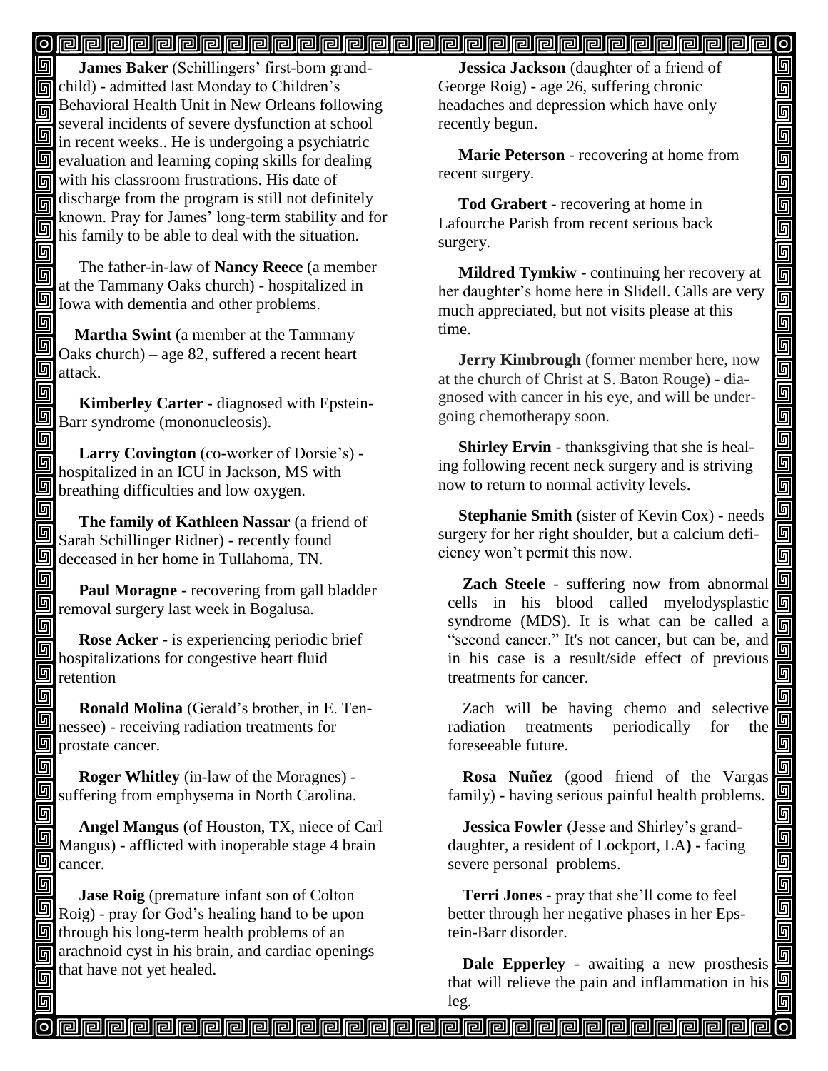**James Baker** (Schillingers' first-born grand-child) - admitted last Monday to Children's Behavioral Health Unit in New Orleans following several incidents of severe dysfunction at school in recent weeks.. He is undergoing a psychiatric evaluation and learning coping skills for dealing with his classroom frustrations. His date of discharge from the program is still not definitely known. Pray for James' long-term stability and for his family to be able to deal with the situation.

The father-in-law of **Nancy Reece** (a member at the Tammany Oaks church) - hospitalized in Iowa with dementia and other problems.

**Martha Swint** (a member at the Tammany Oaks church) – age 82, suffered a recent heart attack.

**Kimberley Carter** - diagnosed with Epstein-Barr syndrome (mononucleosis).

**Larry Covington** (co-worker of Dorsie's) - hospitalized in an ICU in Jackson, MS with breathing difficulties and low oxygen.

**The family of Kathleen Nassar** (a friend of Sarah Schillinger Ridner) - recently found deceased in her home in Tullahoma, TN.

**Paul Moragne** - recovering from gall bladder removal surgery last week in Bogalusa.

**Rose Acker** - is experiencing periodic brief hospitalizations for congestive heart fluid retention

**Ronald Molina** (Gerald's brother, in E. Tennessee) - receiving radiation treatments for prostate cancer.

**Roger Whitley** (in-law of the Moragnes) - suffering from emphysema in North Carolina.

**Angel Mangus** (of Houston, TX, niece of Carl Mangus) - afflicted with inoperable stage 4 brain cancer.

**Jase Roig** (premature infant son of Colton Roig) - pray for God's healing hand to be upon through his long-term health problems of an arachnoid cyst in his brain, and cardiac openings that have not yet healed.

**Jessica Jackson** (daughter of a friend of George Roig) - age 26, suffering chronic headaches and depression which have only recently begun.

**Marie Peterson** - recovering at home from recent surgery.

**Tod Grabert -** recovering at home in Lafourche Parish from recent serious back surgery.

**Mildred Tymkiw** - continuing her recovery at her daughter's home here in Slidell. Calls are very much appreciated, but not visits please at this time.

**Jerry Kimbrough** (former member here, now at the church of Christ at S. Baton Rouge) - diagnosed with cancer in his eye, and will be undergoing chemotherapy soon.

**Shirley Ervin** - thanksgiving that she is healing following recent neck surgery and is striving now to return to normal activity levels.

**Stephanie Smith** (sister of Kevin Cox) - needs surgery for her right shoulder, but a calcium deficiency won't permit this now.

**Zach Steele** - suffering now from abnormal cells in his blood called myelodysplastic syndrome (MDS). It is what can be called a "second cancer." It's not cancer, but can be, and in his case is a result/side effect of previous treatments for cancer.

Zach will be having chemo and selective radiation treatments periodically for the foreseeable future.

**Rosa Nuñez** (good friend of the Vargas family) - having serious painful health problems.

**Jessica Fowler** (Jesse and Shirley's grand-daughter, a resident of Lockport, LA**) -** facing severe personal problems.

**Terri Jones** - pray that she'll come to feel better through her negative phases in her Epstein-Barr disorder.

**Dale Epperley** - awaiting a new prosthesis that will relieve the pain and inflammation in his leg.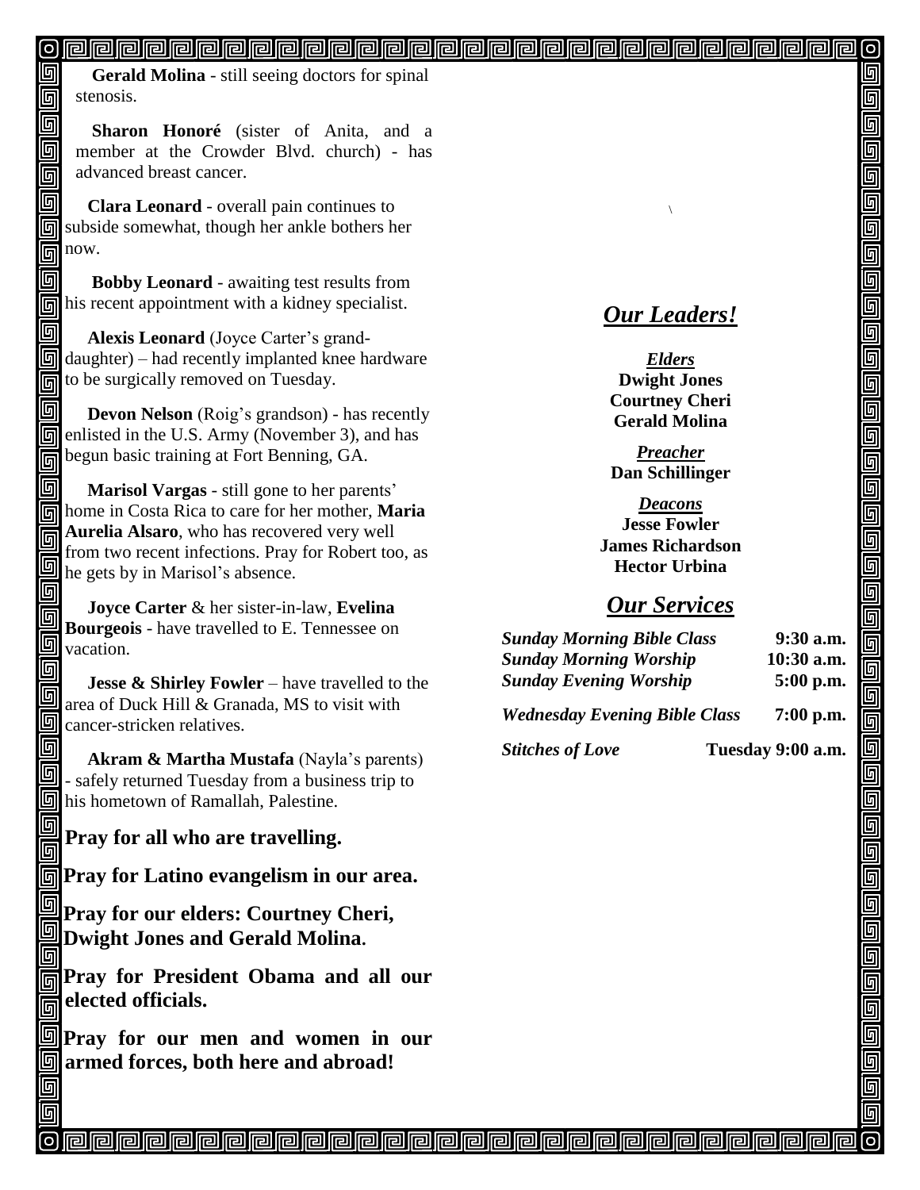**Gerald Molina** - still seeing doctors for spinal stenosis.

**Sharon Honoré** (sister of Anita, and a member at the Crowder Blvd. church) - has advanced breast cancer.

**Clara Leonard** - overall pain continues to subside somewhat, though her ankle bothers her now.

**Bobby Leonard** - awaiting test results from his recent appointment with a kidney specialist.

**Alexis Leonard** (Joyce Carter's grand-daughter) – had recently implanted knee hardware to be surgically removed on Tuesday.

**Devon Nelson** (Roig's grandson) - has recently enlisted in the U.S. Army (November 3), and has begun basic training at Fort Benning, GA.

**Marisol Vargas** - still gone to her parents' home in Costa Rica to care for her mother, **Maria Aurelia Alsaro**, who has recovered very well from two recent infections. Pray for Robert too, as he gets by in Marisol's absence.

**Joyce Carter** & her sister-in-law, **Evelina Bourgeois** - have travelled to E. Tennessee on vacation.

**Jesse & Shirley Fowler** – have travelled to the area of Duck Hill & Granada, MS to visit with cancer-stricken relatives.

**Akram & Martha Mustafa** (Nayla's parents) - safely returned Tuesday from a business trip to his hometown of Ramallah, Palestine.

**Pray for all who are travelling.**

**Pray for Latino evangelism in our area.**

**Pray for our elders: Courtney Cheri, Dwight Jones and Gerald Molina.**

**Pray for President Obama and all our elected officials.**

**Pray for our men and women in our armed forces, both here and abroad!**

## *Our Leaders!*

***Elders***
**Dwight Jones**
**Courtney Cheri**
**Gerald Molina**

***Preacher***
**Dan Schillinger**

***Deacons***
**Jesse Fowler**
**James Richardson**
**Hector Urbina**

## *Our Services*

| | |
|---|---|
| ***Sunday Morning Bible Class*** | **9:30 a.m.** |
| ***Sunday Morning Worship*** | **10:30 a.m.** |
| ***Sunday Evening Worship*** | **5:00 p.m.** |
| ***Wednesday Evening Bible Class*** | **7:00 p.m.** |
| ***Stitches of Love*** | **Tuesday 9:00 a.m.** |